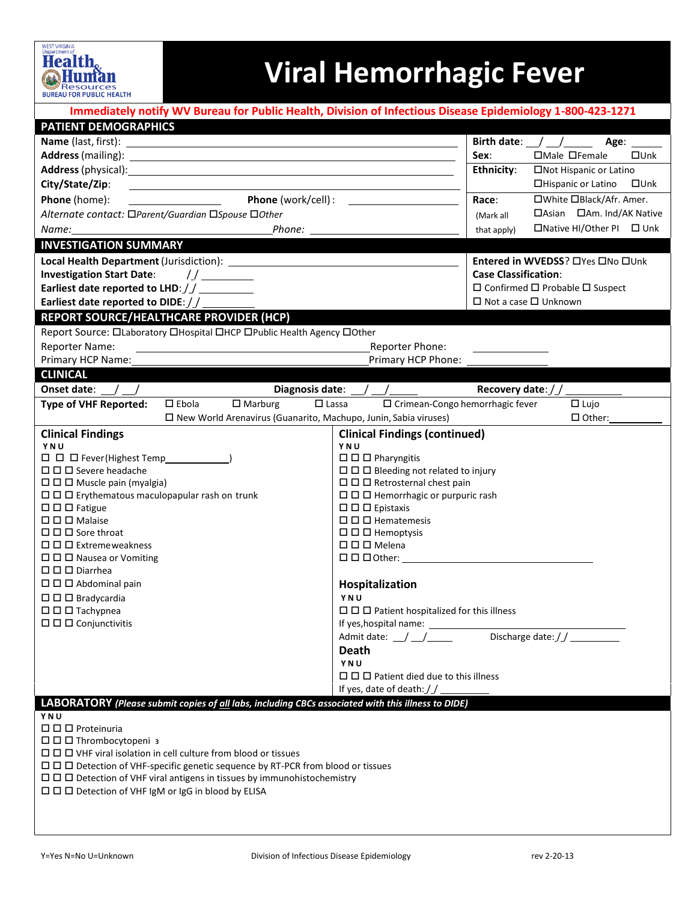WEST VIRGINIA Department of Health & Human Resources BUREAU FOR PUBLIC HEALTH

# Viral Hemorrhagic Fever

**Immediately notify WV Bureau for Public Health, Division of Infectious Disease Epidemiology 1-800-423-1271**

## PATIENT DEMOGRAPHICS

**Name** (last, first): ______________________________

**Address** (mailing): ______________________________

**Address** (physical): ______________________________

**City/State/Zip**: ______________________________

**Phone** (home): ______________ **Phone** (work/cell): ______________

*Alternate contact:* ☐*Parent/Guardian* ☐*Spouse* ☐*Other*

*Name:* ______________________ *Phone:* ______________

**Birth date**: __/__/____ **Age**: ______

**Sex**: ☐Male ☐Female ☐Unk

**Ethnicity**: ☐Not Hispanic or Latino ☐Hispanic or Latino ☐Unk

**Race**: (Mark all that apply) ☐White ☐Black/Afr. Amer. ☐Asian ☐Am. Ind/AK Native ☐Native HI/Other PI ☐ Unk

## INVESTIGATION SUMMARY

**Local Health Department** (Jurisdiction): ______________________________

**Investigation Start Date**: / / ________

**Earliest date reported to LHD**: / / ________

**Earliest date reported to DIDE**: / / ________

**Entered in WVEDSS**? ☐Yes ☐No ☐Unk

**Case Classification**:

☐ Confirmed ☐ Probable ☐ Suspect

☐ Not a case ☐ Unknown

## REPORT SOURCE/HEALTHCARE PROVIDER (HCP)

Report Source: ☐Laboratory ☐Hospital ☐HCP ☐Public Health Agency ☐Other

Reporter Name: ______________________________ Reporter Phone: ______________

Primary HCP Name: ______________________________ Primary HCP Phone: ______________

## CLINICAL

**Onset date**: __/__/ **Diagnosis date**: __/__/____ **Recovery date**: / / ________

**Type of VHF Reported**: ☐ Ebola ☐ Marburg ☐ Lassa ☐ Crimean-Congo hemorrhagic fever ☐ Lujo ☐ New World Arenavirus (Guanarito, Machupo, Junin, Sabia viruses) ☐ Other: ________

### Clinical Findings

Y N U

☐ ☐ ☐ Fever (Highest Temp ____________)
☐ ☐ ☐ Severe headache
☐ ☐ ☐ Muscle pain (myalgia)
☐ ☐ ☐ Erythematous maculopapular rash on trunk
☐ ☐ ☐ Fatigue
☐ ☐ ☐ Malaise
☐ ☐ ☐ Sore throat
☐ ☐ ☐ Extreme weakness
☐ ☐ ☐ Nausea or Vomiting
☐ ☐ ☐ Diarrhea
☐ ☐ ☐ Abdominal pain
☐ ☐ ☐ Bradycardia
☐ ☐ ☐ Tachypnea
☐ ☐ ☐ Conjunctivitis

### Clinical Findings (continued)

Y N U

☐ ☐ ☐ Pharyngitis
☐ ☐ ☐ Bleeding not related to injury
☐ ☐ ☐ Retrosternal chest pain
☐ ☐ ☐ Hemorrhagic or purpuric rash
☐ ☐ ☐ Epistaxis
☐ ☐ ☐ Hematemesis
☐ ☐ ☐ Hemoptysis
☐ ☐ ☐ Melena
☐ ☐ ☐ Other: ______________________________

### Hospitalization

Y N U

☐ ☐ ☐ Patient hospitalized for this illness

If yes, hospital name: ______________________________

Admit date: __/__/____ Discharge date: / / ________

### Death

Y N U

☐ ☐ ☐ Patient died due to this illness

If yes, date of death: / / ________

## LABORATORY *(Please submit copies of all labs, including CBCs associated with this illness to DIDE)*

Y N U

☐ ☐ ☐ Proteinuria
☐ ☐ ☐ Thrombocytopenia
☐ ☐ ☐ VHF viral isolation in cell culture from blood or tissues
☐ ☐ ☐ Detection of VHF-specific genetic sequence by RT-PCR from blood or tissues
☐ ☐ ☐ Detection of VHF viral antigens in tissues by immunohistochemistry
☐ ☐ ☐ Detection of VHF IgM or IgG in blood by ELISA

Y=Yes N=No U=Unknown Division of Infectious Disease Epidemiology rev 2-20-13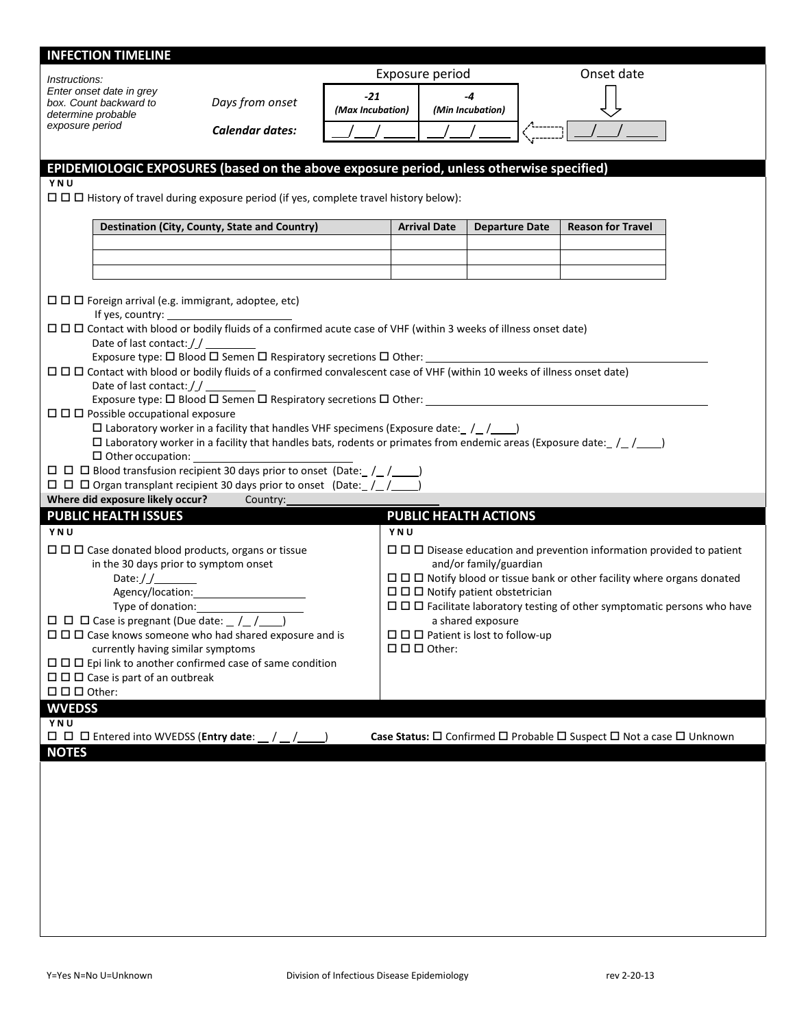## INFECTION TIMELINE

*Instructions: Enter onset date in grey box. Count backward to determine probable exposure period*

| | Exposure period | | Onset date |
|---|---|---|---|
| *Days from onset* | *-21 (Max Incubation)* | *-4 (Min Incubation)* | |
| ***Calendar dates:*** | ___/___/_____ | ___/___/_____ | ___/___/_____ |

## EPIDEMIOLOGIC EXPOSURES (based on the above exposure period, unless otherwise specified)

**Y N U**

☐ ☐ ☐ History of travel during exposure period (if yes, complete travel history below):

| Destination (City, County, State and Country) | Arrival Date | Departure Date | Reason for Travel |
|---|---|---|---|
| | | | |
| | | | |
| | | | |

☐ ☐ ☐ Foreign arrival (e.g. immigrant, adoptee, etc)
If yes, country: ______________________

☐ ☐ ☐ Contact with blood or bodily fluids of a confirmed acute case of VHF (within 3 weeks of illness onset date)
Date of last contact: _/_/________
Exposure type: ☐ Blood ☐ Semen ☐ Respiratory secretions ☐ Other: ______________________

☐ ☐ ☐ Contact with blood or bodily fluids of a confirmed convalescent case of VHF (within 10 weeks of illness onset date)
Date of last contact: _/_/________
Exposure type: ☐ Blood ☐ Semen ☐ Respiratory secretions ☐ Other: ______________________

☐ ☐ ☐ Possible occupational exposure
☐ Laboratory worker in a facility that handles VHF specimens (Exposure date:_ /_ /____)
☐ Laboratory worker in a facility that handles bats, rodents or primates from endemic areas (Exposure date:_ /_ /____)
☐ Other occupation: ______________________

☐ ☐ ☐ Blood transfusion recipient 30 days prior to onset (Date:_ /_ /____)

☐ ☐ ☐ Organ transplant recipient 30 days prior to onset (Date:_ /_ /____)

**Where did exposure likely occur?** Country:______________________

## PUBLIC HEALTH ISSUES

**Y N U**

☐ ☐ ☐ Case donated blood products, organs or tissue in the 30 days prior to symptom onset
Date: _/_/_______
Agency/location:____________________
Type of donation:__________________

☐ ☐ ☐ Case is pregnant (Due date: _ /_ /____)

☐ ☐ ☐ Case knows someone who had shared exposure and is currently having similar symptoms

☐ ☐ ☐ Epi link to another confirmed case of same condition

☐ ☐ ☐ Case is part of an outbreak

☐ ☐ ☐ Other:

## PUBLIC HEALTH ACTIONS

**Y N U**

☐ ☐ ☐ Disease education and prevention information provided to patient and/or family/guardian

☐ ☐ ☐ Notify blood or tissue bank or other facility where organs donated

☐ ☐ ☐ Notify patient obstetrician

☐ ☐ ☐ Facilitate laboratory testing of other symptomatic persons who have a shared exposure

☐ ☐ ☐ Patient is lost to follow-up

☐ ☐ ☐ Other:

## WVEDSS

**Y N U**

☐ ☐ ☐ Entered into WVEDSS (**Entry date**: __ / __ /_____)

**Case Status:** ☐ Confirmed ☐ Probable ☐ Suspect ☐ Not a case ☐ Unknown

## NOTES

Y=Yes N=No U=Unknown

Division of Infectious Disease Epidemiology

rev 2-20-13